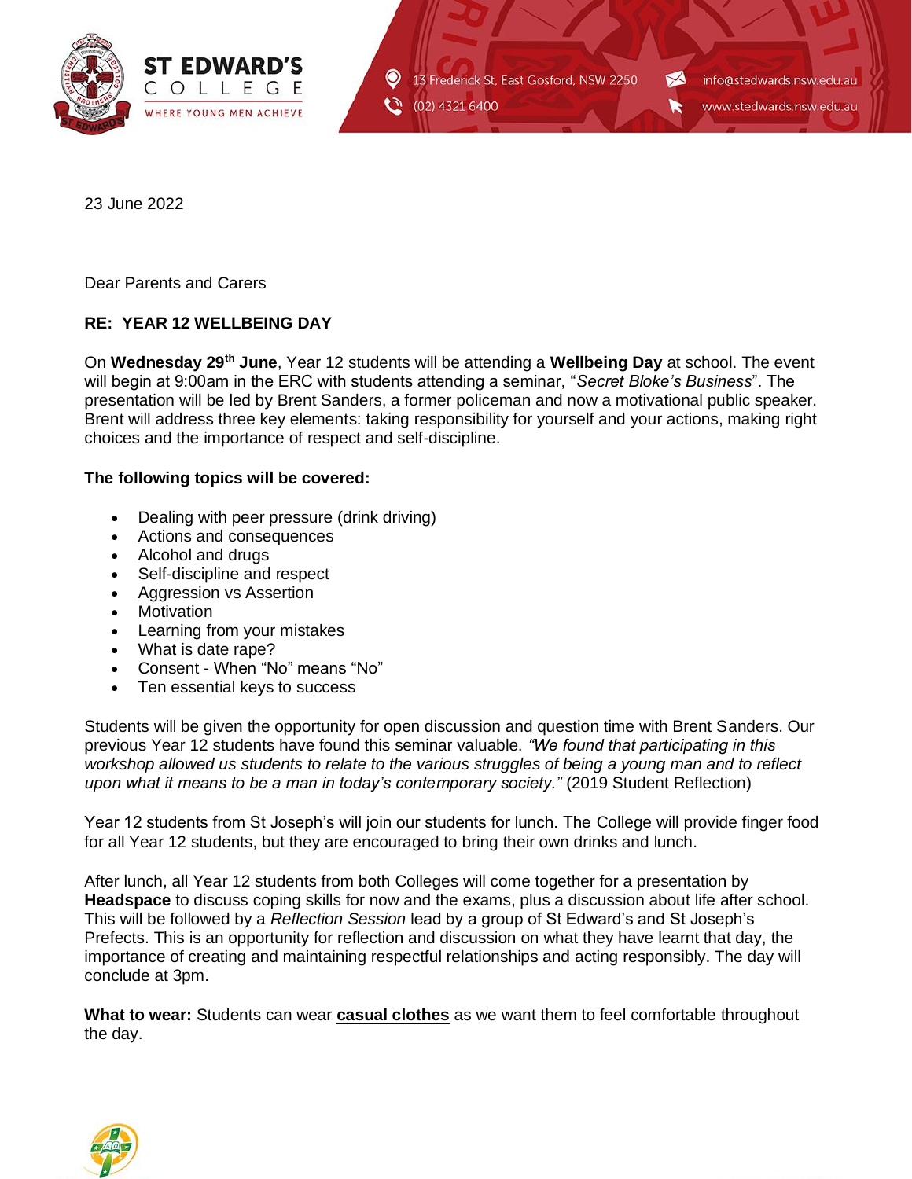ST EDWARD'S COLLEGE
WHERE YOUNG MEN ACHIEVE

13 Frederick St, East Gosford, NSW 2250
(02) 4321 6400
info@stedwards.nsw.edu.au
www.stedwards.nsw.edu.au

23 June 2022

Dear Parents and Carers

**RE: YEAR 12 WELLBEING DAY**

On **Wednesday 29th June**, Year 12 students will be attending a **Wellbeing Day** at school. The event will begin at 9:00am in the ERC with students attending a seminar, "*Secret Bloke's Business*". The presentation will be led by Brent Sanders, a former policeman and now a motivational public speaker. Brent will address three key elements: taking responsibility for yourself and your actions, making right choices and the importance of respect and self-discipline.

**The following topics will be covered:**

- Dealing with peer pressure (drink driving)
- Actions and consequences
- Alcohol and drugs
- Self-discipline and respect
- Aggression vs Assertion
- Motivation
- Learning from your mistakes
- What is date rape?
- Consent - When "No" means "No"
- Ten essential keys to success

Students will be given the opportunity for open discussion and question time with Brent Sanders. Our previous Year 12 students have found this seminar valuable. *"We found that participating in this workshop allowed us students to relate to the various struggles of being a young man and to reflect upon what it means to be a man in today's contemporary society."* (2019 Student Reflection)

Year 12 students from St Joseph's will join our students for lunch. The College will provide finger food for all Year 12 students, but they are encouraged to bring their own drinks and lunch.

After lunch, all Year 12 students from both Colleges will come together for a presentation by **Headspace** to discuss coping skills for now and the exams, plus a discussion about life after school. This will be followed by a *Reflection Session* lead by a group of St Edward's and St Joseph's Prefects. This is an opportunity for reflection and discussion on what they have learnt that day, the importance of creating and maintaining respectful relationships and acting responsibly. The day will conclude at 3pm.

**What to wear:** Students can wear **casual clothes** as we want them to feel comfortable throughout the day.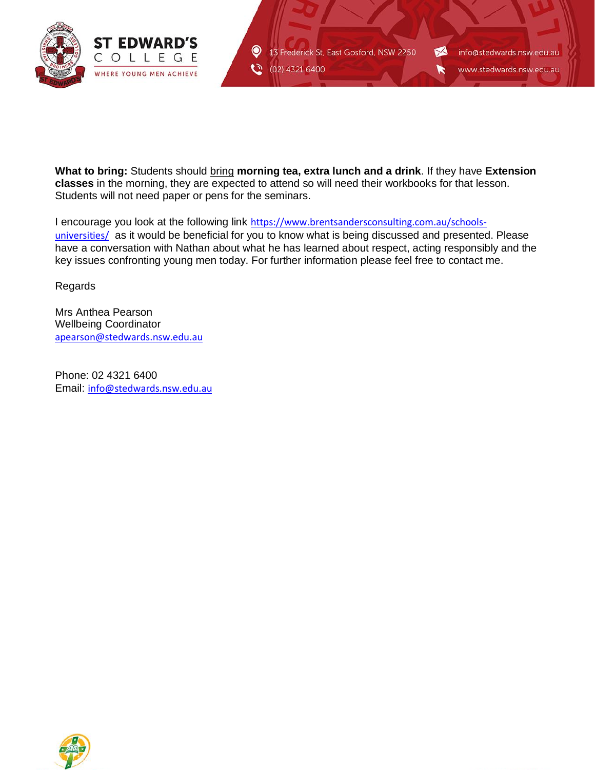**What to bring:** Students should bring **morning tea, extra lunch and a drink**. If they have **Extension classes** in the morning, they are expected to attend so will need their workbooks for that lesson. Students will not need paper or pens for the seminars.

I encourage you look at the following link https://www.brentsandersconsulting.com.au/schools-universities/ as it would be beneficial for you to know what is being discussed and presented. Please have a conversation with Nathan about what he has learned about respect, acting responsibly and the key issues confronting young men today. For further information please feel free to contact me.

Regards

Mrs Anthea Pearson
Wellbeing Coordinator
apearson@stedwards.nsw.edu.au

Phone: 02 4321 6400
Email: info@stedwards.nsw.edu.au